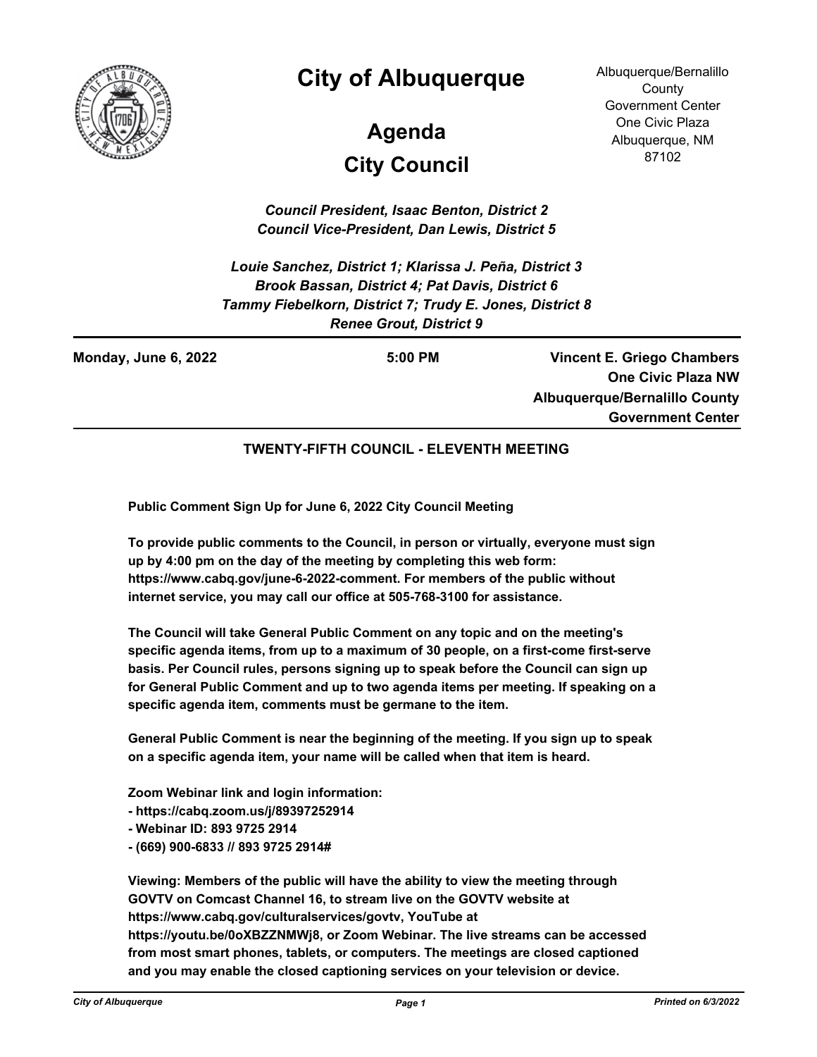# City of Albuquerque

## Agenda

## City Council

Albuquerque/Bernalillo County
Government Center
One Civic Plaza
Albuquerque, NM
87102

***Council President, Isaac Benton, District 2***
***Council Vice-President, Dan Lewis, District 5***

***Louie Sanchez, District 1; Klarissa J. Peña, District 3***
***Brook Bassan, District 4; Pat Davis, District 6***
***Tammy Fiebelkorn, District 7; Trudy E. Jones, District 8***
***Renee Grout, District 9***

**Monday, June 6, 2022** | **5:00 PM** | **Vincent E. Griego Chambers One Civic Plaza NW Albuquerque/Bernalillo County Government Center**

**TWENTY-FIFTH COUNCIL - ELEVENTH MEETING**

**Public Comment Sign Up for June 6, 2022 City Council Meeting**

**To provide public comments to the Council, in person or virtually, everyone must sign up by 4:00 pm on the day of the meeting by completing this web form: https://www.cabq.gov/june-6-2022-comment. For members of the public without internet service, you may call our office at 505-768-3100 for assistance.**

**The Council will take General Public Comment on any topic and on the meeting's specific agenda items, from up to a maximum of 30 people, on a first-come first-serve basis. Per Council rules, persons signing up to speak before the Council can sign up for General Public Comment and up to two agenda items per meeting. If speaking on a specific agenda item, comments must be germane to the item.**

**General Public Comment is near the beginning of the meeting. If you sign up to speak on a specific agenda item, your name will be called when that item is heard.**

**Zoom Webinar link and login information:**
**- https://cabq.zoom.us/j/89397252914**
**- Webinar ID: 893 9725 2914**
**- (669) 900-6833 // 893 9725 2914#**

**Viewing: Members of the public will have the ability to view the meeting through GOVTV on Comcast Channel 16, to stream live on the GOVTV website at https://www.cabq.gov/culturalservices/govtv, YouTube at https://youtu.be/0oXBZZNMWj8, or Zoom Webinar. The live streams can be accessed from most smart phones, tablets, or computers. The meetings are closed captioned and you may enable the closed captioning services on your television or device.**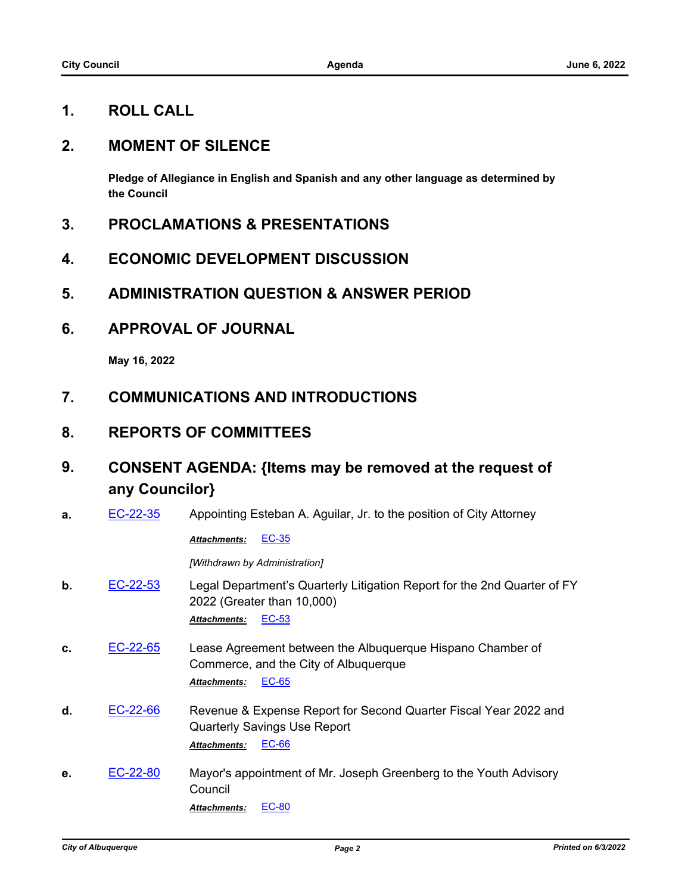## 1. ROLL CALL

## 2. MOMENT OF SILENCE

**Pledge of Allegiance in English and Spanish and any other language as determined by the Council**

## 3. PROCLAMATIONS & PRESENTATIONS

## 4. ECONOMIC DEVELOPMENT DISCUSSION

## 5. ADMINISTRATION QUESTION & ANSWER PERIOD

## 6. APPROVAL OF JOURNAL

**May 16, 2022**

## 7. COMMUNICATIONS AND INTRODUCTIONS

## 8. REPORTS OF COMMITTEES

## 9. CONSENT AGENDA: {Items may be removed at the request of any Councilor}

**a.** EC-22-35 Appointing Esteban A. Aguilar, Jr. to the position of City Attorney

***Attachments:*** EC-35

*[Withdrawn by Administration]*

**b.** EC-22-53 Legal Department's Quarterly Litigation Report for the 2nd Quarter of FY 2022 (Greater than 10,000)

***Attachments:*** EC-53

**c.** EC-22-65 Lease Agreement between the Albuquerque Hispano Chamber of Commerce, and the City of Albuquerque

***Attachments:*** EC-65

**d.** EC-22-66 Revenue & Expense Report for Second Quarter Fiscal Year 2022 and Quarterly Savings Use Report

***Attachments:*** EC-66

**e.** EC-22-80 Mayor's appointment of Mr. Joseph Greenberg to the Youth Advisory Council

***Attachments:*** EC-80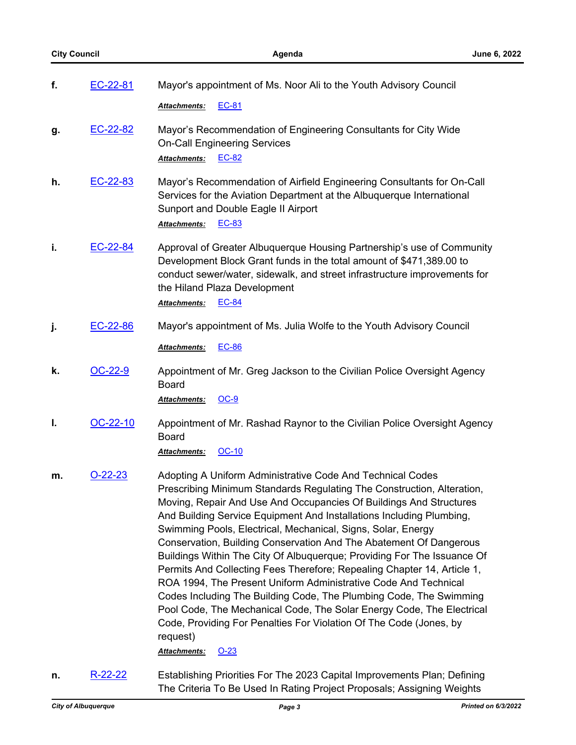f. [EC-22-81] Mayor's appointment of Ms. Noor Ali to the Youth Advisory Council

*Attachments:* EC-81

g. [EC-22-82] Mayor's Recommendation of Engineering Consultants for City Wide On-Call Engineering Services

*Attachments:* EC-82

h. [EC-22-83] Mayor's Recommendation of Airfield Engineering Consultants for On-Call Services for the Aviation Department at the Albuquerque International Sunport and Double Eagle II Airport

*Attachments:* EC-83

i. [EC-22-84] Approval of Greater Albuquerque Housing Partnership's use of Community Development Block Grant funds in the total amount of $471,389.00 to conduct sewer/water, sidewalk, and street infrastructure improvements for the Hiland Plaza Development

*Attachments:* EC-84

j. [EC-22-86] Mayor's appointment of Ms. Julia Wolfe to the Youth Advisory Council

*Attachments:* EC-86

k. [OC-22-9] Appointment of Mr. Greg Jackson to the Civilian Police Oversight Agency Board

*Attachments:* OC-9

l. [OC-22-10] Appointment of Mr. Rashad Raynor to the Civilian Police Oversight Agency Board

*Attachments:* OC-10

m. [O-22-23] Adopting A Uniform Administrative Code And Technical Codes Prescribing Minimum Standards Regulating The Construction, Alteration, Moving, Repair And Use And Occupancies Of Buildings And Structures And Building Service Equipment And Installations Including Plumbing, Swimming Pools, Electrical, Mechanical, Signs, Solar, Energy Conservation, Building Conservation And The Abatement Of Dangerous Buildings Within The City Of Albuquerque; Providing For The Issuance Of Permits And Collecting Fees Therefore; Repealing Chapter 14, Article 1, ROA 1994, The Present Uniform Administrative Code And Technical Codes Including The Building Code, The Plumbing Code, The Swimming Pool Code, The Mechanical Code, The Solar Energy Code, The Electrical Code, Providing For Penalties For Violation Of The Code (Jones, by request)

*Attachments:* O-23

n. [R-22-22] Establishing Priorities For The 2023 Capital Improvements Plan; Defining The Criteria To Be Used In Rating Project Proposals; Assigning Weights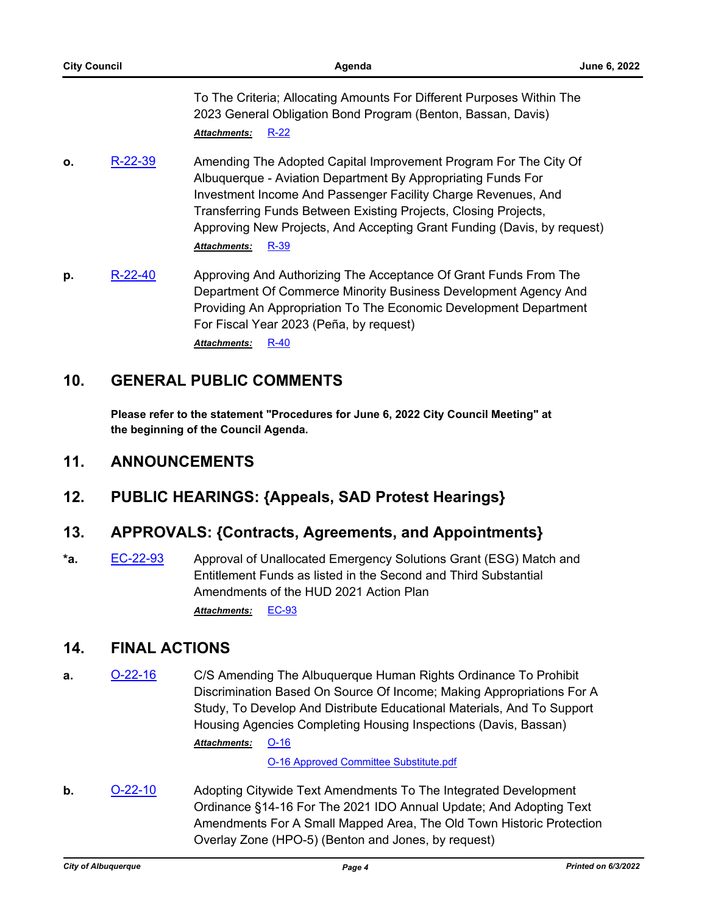To The Criteria; Allocating Amounts For Different Purposes Within The 2023 General Obligation Bond Program (Benton, Bassan, Davis)

*Attachments:* R-22

**o.** R-22-39 Amending The Adopted Capital Improvement Program For The City Of Albuquerque - Aviation Department By Appropriating Funds For Investment Income And Passenger Facility Charge Revenues, And Transferring Funds Between Existing Projects, Closing Projects, Approving New Projects, And Accepting Grant Funding (Davis, by request)

*Attachments:* R-39

**p.** R-22-40 Approving And Authorizing The Acceptance Of Grant Funds From The Department Of Commerce Minority Business Development Agency And Providing An Appropriation To The Economic Development Department For Fiscal Year 2023 (Peña, by request)

*Attachments:* R-40

## 10. GENERAL PUBLIC COMMENTS

**Please refer to the statement "Procedures for June 6, 2022 City Council Meeting" at the beginning of the Council Agenda.**

## 11. ANNOUNCEMENTS

## 12. PUBLIC HEARINGS: {Appeals, SAD Protest Hearings}

## 13. APPROVALS: {Contracts, Agreements, and Appointments}

***a.** EC-22-93 Approval of Unallocated Emergency Solutions Grant (ESG) Match and Entitlement Funds as listed in the Second and Third Substantial Amendments of the HUD 2021 Action Plan

*Attachments:* EC-93

## 14. FINAL ACTIONS

**a.** O-22-16 C/S Amending The Albuquerque Human Rights Ordinance To Prohibit Discrimination Based On Source Of Income; Making Appropriations For A Study, To Develop And Distribute Educational Materials, And To Support Housing Agencies Completing Housing Inspections (Davis, Bassan)

*Attachments:* O-16

O-16 Approved Committee Substitute.pdf

**b.** O-22-10 Adopting Citywide Text Amendments To The Integrated Development Ordinance §14-16 For The 2021 IDO Annual Update; And Adopting Text Amendments For A Small Mapped Area, The Old Town Historic Protection Overlay Zone (HPO-5) (Benton and Jones, by request)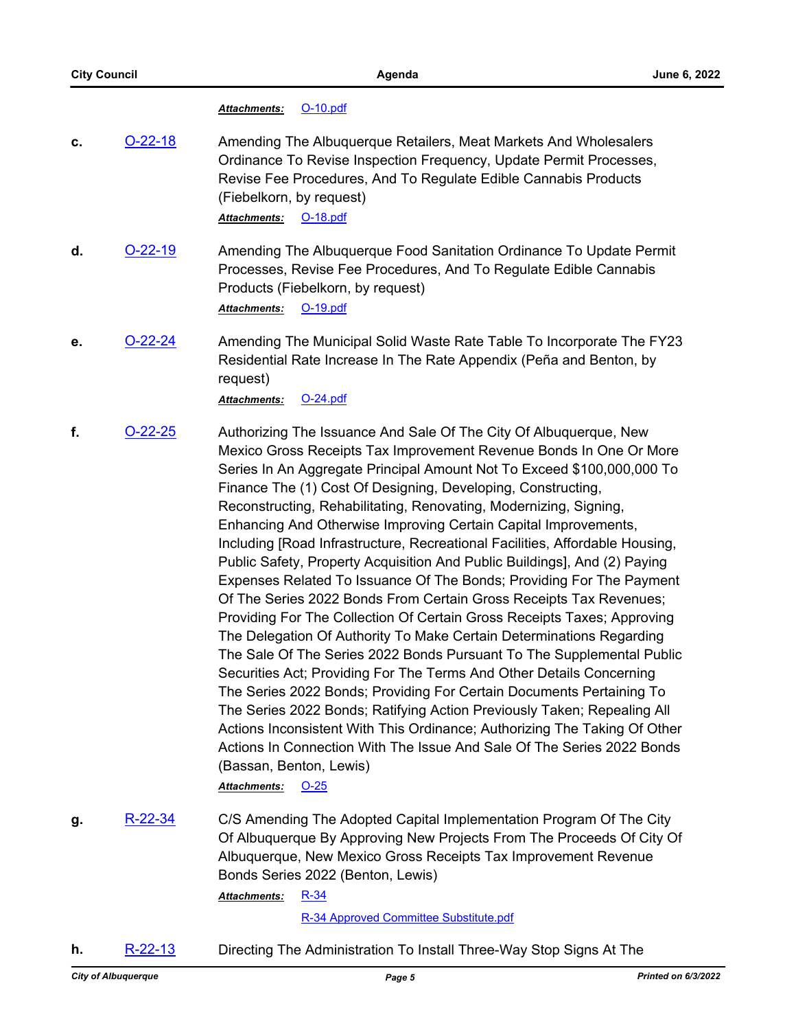*Attachments:* O-10.pdf

**c.** O-22-18 — Amending The Albuquerque Retailers, Meat Markets And Wholesalers Ordinance To Revise Inspection Frequency, Update Permit Processes, Revise Fee Procedures, And To Regulate Edible Cannabis Products (Fiebelkorn, by request)

*Attachments:* O-18.pdf

**d.** O-22-19 — Amending The Albuquerque Food Sanitation Ordinance To Update Permit Processes, Revise Fee Procedures, And To Regulate Edible Cannabis Products (Fiebelkorn, by request)

*Attachments:* O-19.pdf

**e.** O-22-24 — Amending The Municipal Solid Waste Rate Table To Incorporate The FY23 Residential Rate Increase In The Rate Appendix (Peña and Benton, by request)

*Attachments:* O-24.pdf

**f.** O-22-25 — Authorizing The Issuance And Sale Of The City Of Albuquerque, New Mexico Gross Receipts Tax Improvement Revenue Bonds In One Or More Series In An Aggregate Principal Amount Not To Exceed $100,000,000 To Finance The (1) Cost Of Designing, Developing, Constructing, Reconstructing, Rehabilitating, Renovating, Modernizing, Signing, Enhancing And Otherwise Improving Certain Capital Improvements, Including [Road Infrastructure, Recreational Facilities, Affordable Housing, Public Safety, Property Acquisition And Public Buildings], And (2) Paying Expenses Related To Issuance Of The Bonds; Providing For The Payment Of The Series 2022 Bonds From Certain Gross Receipts Tax Revenues; Providing For The Collection Of Certain Gross Receipts Taxes; Approving The Delegation Of Authority To Make Certain Determinations Regarding The Sale Of The Series 2022 Bonds Pursuant To The Supplemental Public Securities Act; Providing For The Terms And Other Details Concerning The Series 2022 Bonds; Providing For Certain Documents Pertaining To The Series 2022 Bonds; Ratifying Action Previously Taken; Repealing All Actions Inconsistent With This Ordinance; Authorizing The Taking Of Other Actions In Connection With The Issue And Sale Of The Series 2022 Bonds (Bassan, Benton, Lewis)

*Attachments:* O-25

**g.** R-22-34 — C/S Amending The Adopted Capital Implementation Program Of The City Of Albuquerque By Approving New Projects From The Proceeds Of City Of Albuquerque, New Mexico Gross Receipts Tax Improvement Revenue Bonds Series 2022 (Benton, Lewis)

*Attachments:* R-34

R-34 Approved Committee Substitute.pdf

**h.** R-22-13 — Directing The Administration To Install Three-Way Stop Signs At The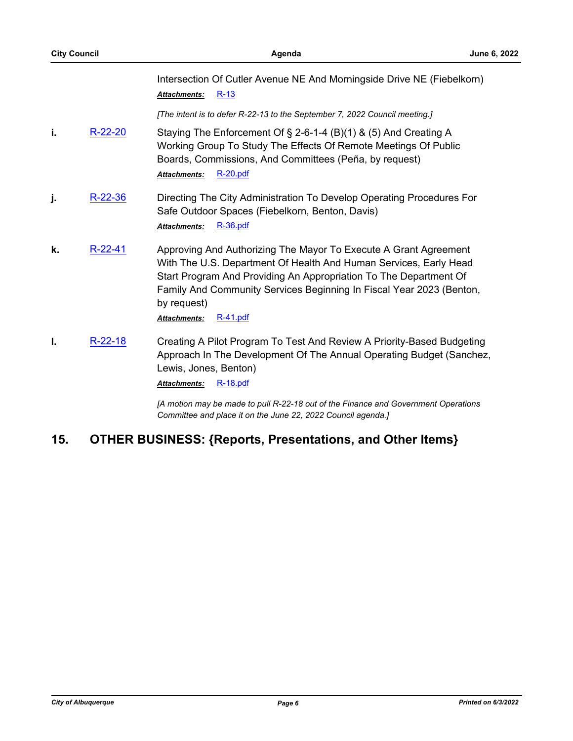Intersection Of Cutler Avenue NE And Morningside Drive NE (Fiebelkorn)

***Attachments:*** R-13

*[The intent is to defer R-22-13 to the September 7, 2022 Council meeting.]*

**i.** R-22-20 Staying The Enforcement Of § 2-6-1-4 (B)(1) & (5) And Creating A Working Group To Study The Effects Of Remote Meetings Of Public Boards, Commissions, And Committees (Peña, by request)

***Attachments:*** R-20.pdf

**j.** R-22-36 Directing The City Administration To Develop Operating Procedures For Safe Outdoor Spaces (Fiebelkorn, Benton, Davis)

***Attachments:*** R-36.pdf

**k.** R-22-41 Approving And Authorizing The Mayor To Execute A Grant Agreement With The U.S. Department Of Health And Human Services, Early Head Start Program And Providing An Appropriation To The Department Of Family And Community Services Beginning In Fiscal Year 2023 (Benton, by request)

***Attachments:*** R-41.pdf

**l.** R-22-18 Creating A Pilot Program To Test And Review A Priority-Based Budgeting Approach In The Development Of The Annual Operating Budget (Sanchez, Lewis, Jones, Benton)

***Attachments:*** R-18.pdf

*[A motion may be made to pull R-22-18 out of the Finance and Government Operations Committee and place it on the June 22, 2022 Council agenda.]*

## 15. OTHER BUSINESS: {Reports, Presentations, and Other Items}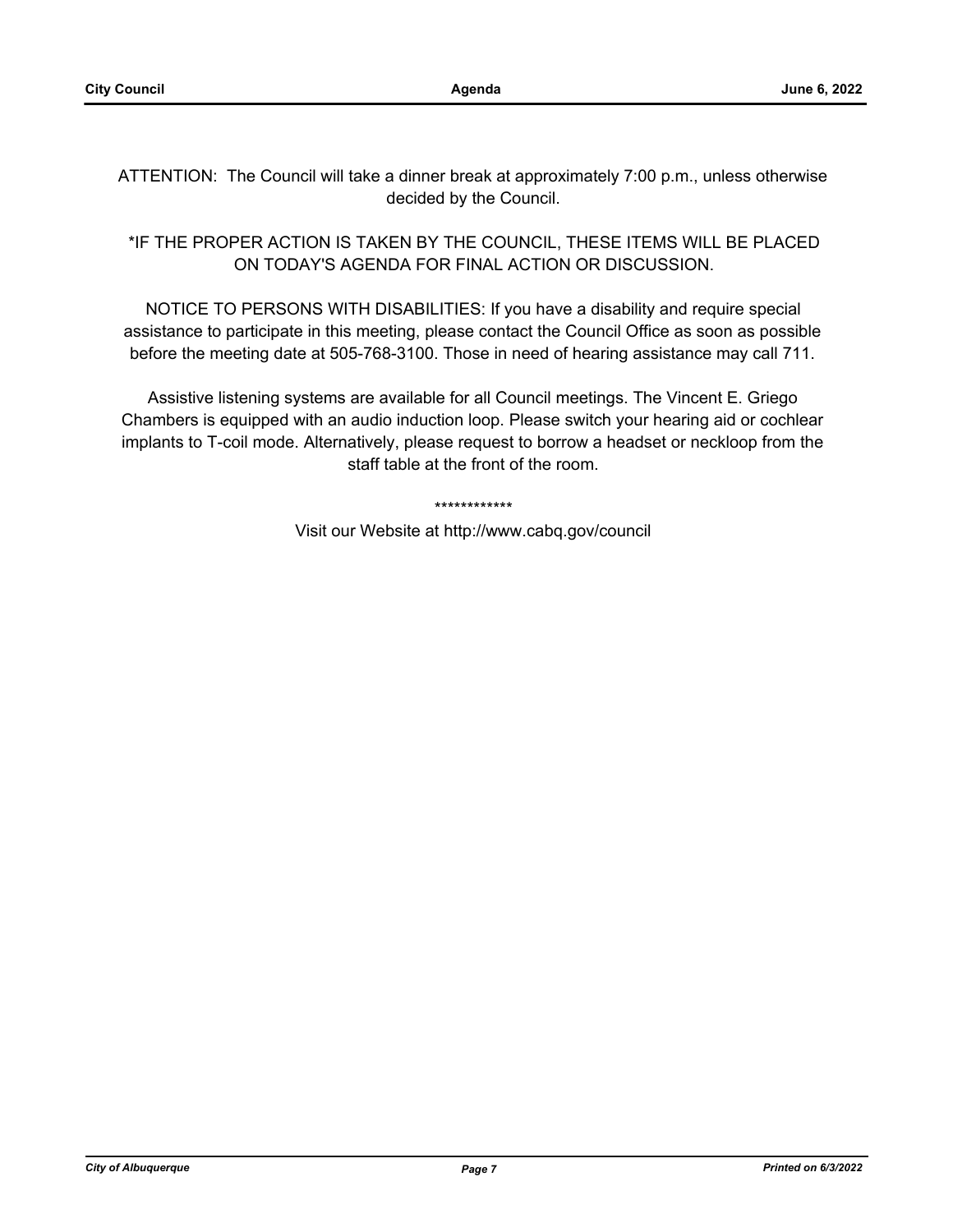ATTENTION: The Council will take a dinner break at approximately 7:00 p.m., unless otherwise decided by the Council.

*IF THE PROPER ACTION IS TAKEN BY THE COUNCIL, THESE ITEMS WILL BE PLACED ON TODAY'S AGENDA FOR FINAL ACTION OR DISCUSSION.

NOTICE TO PERSONS WITH DISABILITIES: If you have a disability and require special assistance to participate in this meeting, please contact the Council Office as soon as possible before the meeting date at 505-768-3100. Those in need of hearing assistance may call 711.

Assistive listening systems are available for all Council meetings. The Vincent E. Griego Chambers is equipped with an audio induction loop. Please switch your hearing aid or cochlear implants to T-coil mode. Alternatively, please request to borrow a headset or neckloop from the staff table at the front of the room.

************

Visit our Website at http://www.cabq.gov/council